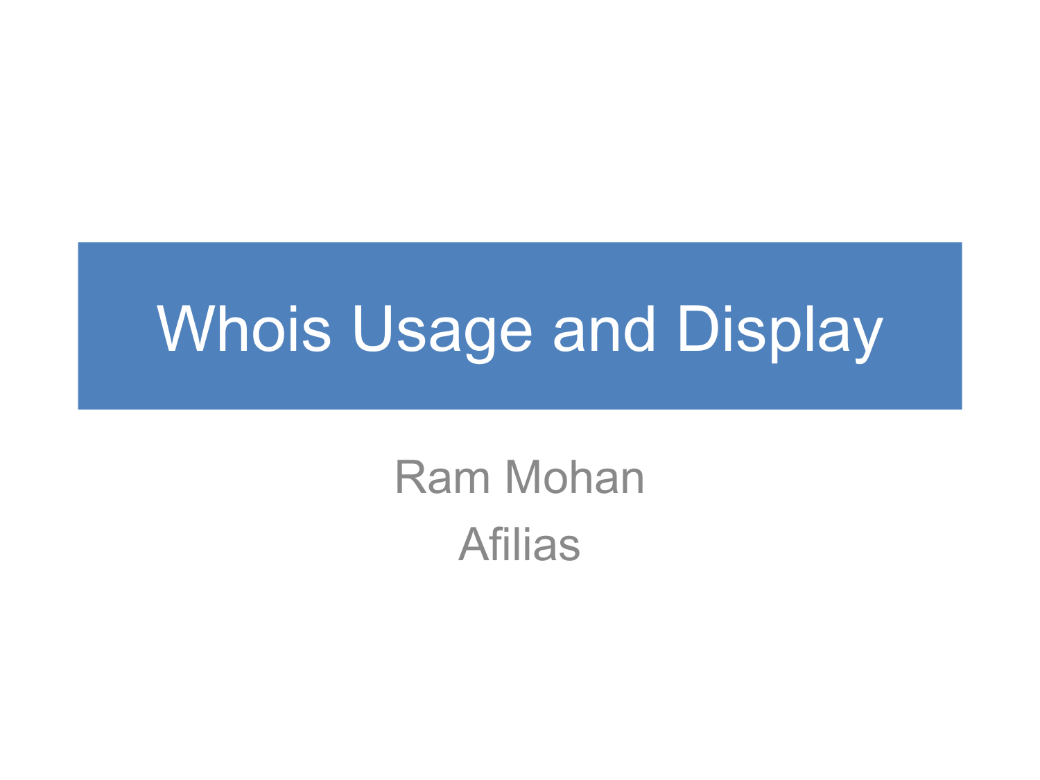# Whois Usage and Display

Ram Mohan

Afilias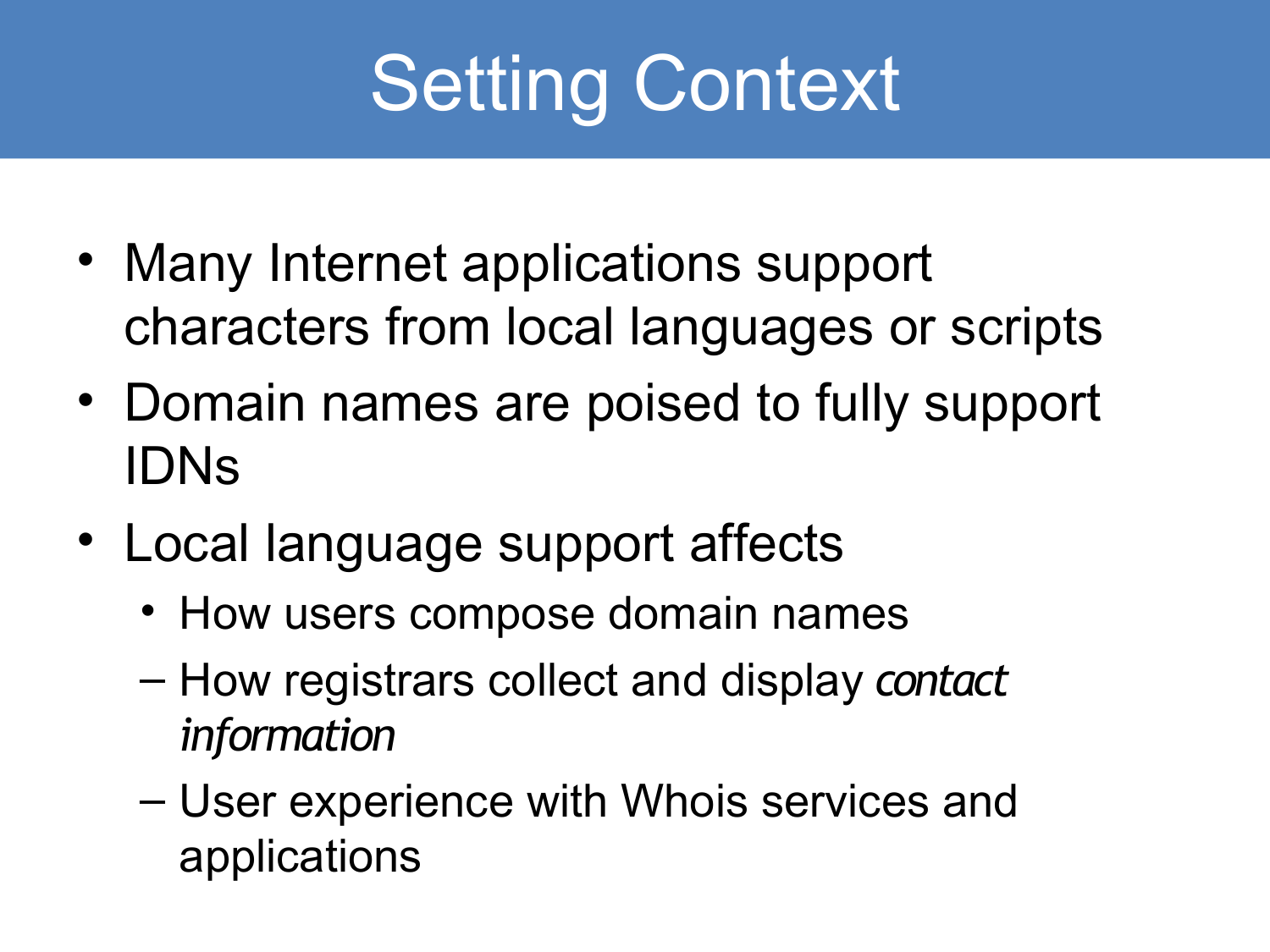# Setting Context

- Many Internet applications support characters from local languages or scripts
- Domain names are poised to fully support IDNs
- Local language support affects
  - How users compose domain names
  - How registrars collect and display *contact information*
  - User experience with Whois services and applications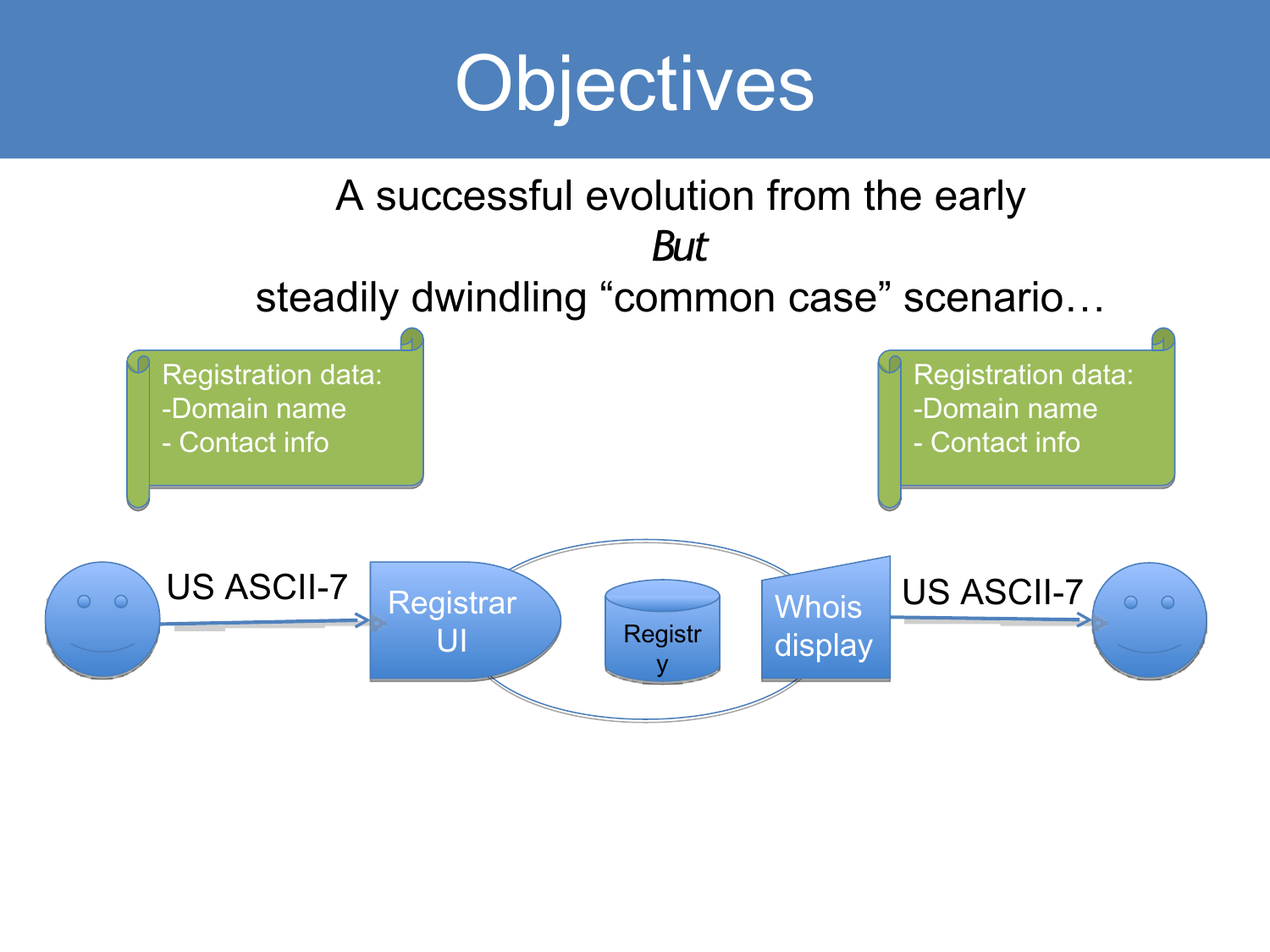# Objectives

A successful evolution from the early

*But*

steadily dwindling “common case” scenario…

Registration data:
-Domain name
- Contact info

Registration data:
-Domain name
- Contact info

US ASCII-7

Registrar UI

Registr y

Whois display

US ASCII-7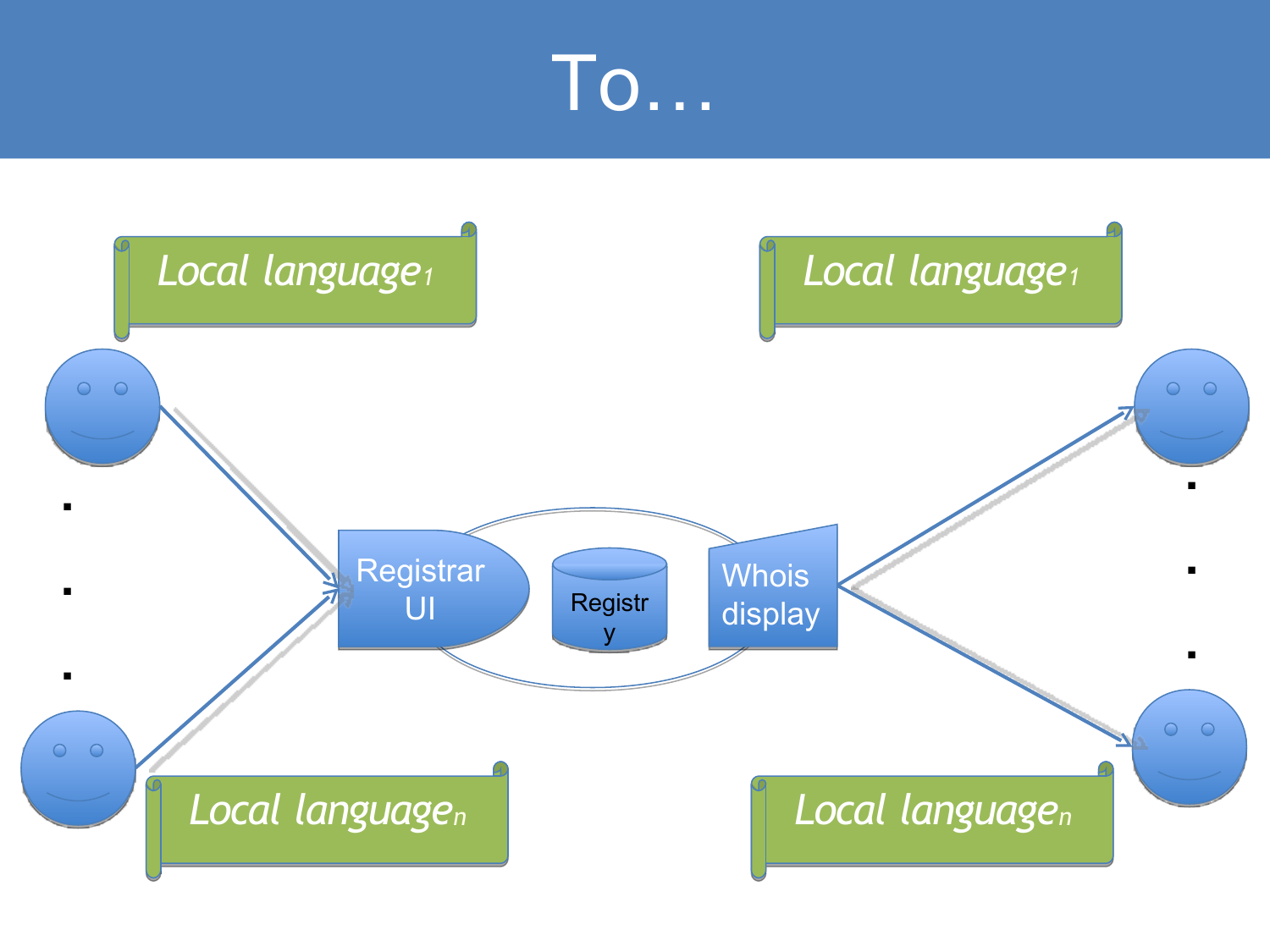# To…

*Local language₁*

*Local language₁*

Registrar UI

Registry

Whois display

*Local languageₙ*

*Local languageₙ*

# To…

*Local language*$_1$

*Local language*$_1$

Registrar UI

Registry

Whois display

*Local language*$_n$

*Local language*$_n$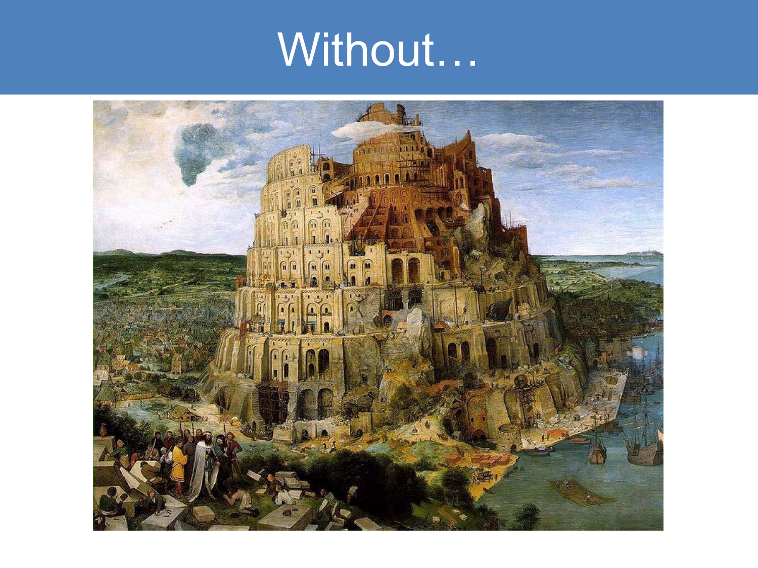# Without…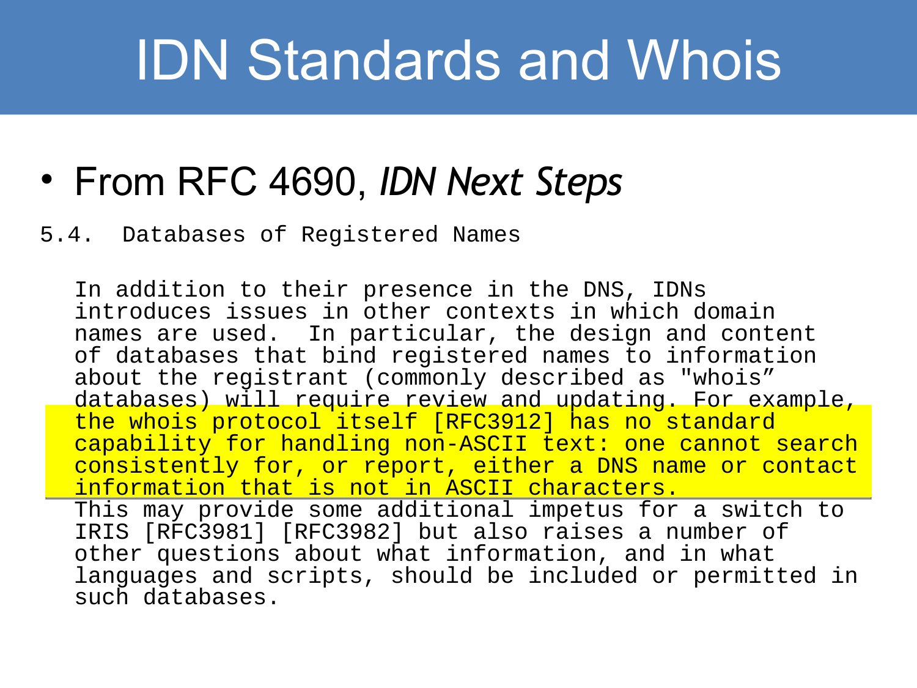# IDN Standards and Whois

- From RFC 4690, *IDN Next Steps*

```
5.4.  Databases of Registered Names

   In addition to their presence in the DNS, IDNs
   introduces issues in other contexts in which domain
   names are used.  In particular, the design and content
   of databases that bind registered names to information
   about the registrant (commonly described as "whois”
   databases) will require review and updating. For example,
   the whois protocol itself [RFC3912] has no standard
   capability for handling non-ASCII text: one cannot search
   consistently for, or report, either a DNS name or contact
   information that is not in ASCII characters.
   This may provide some additional impetus for a switch to
   IRIS [RFC3981] [RFC3982] but also raises a number of
   other questions about what information, and in what
   languages and scripts, should be included or permitted in
   such databases.
```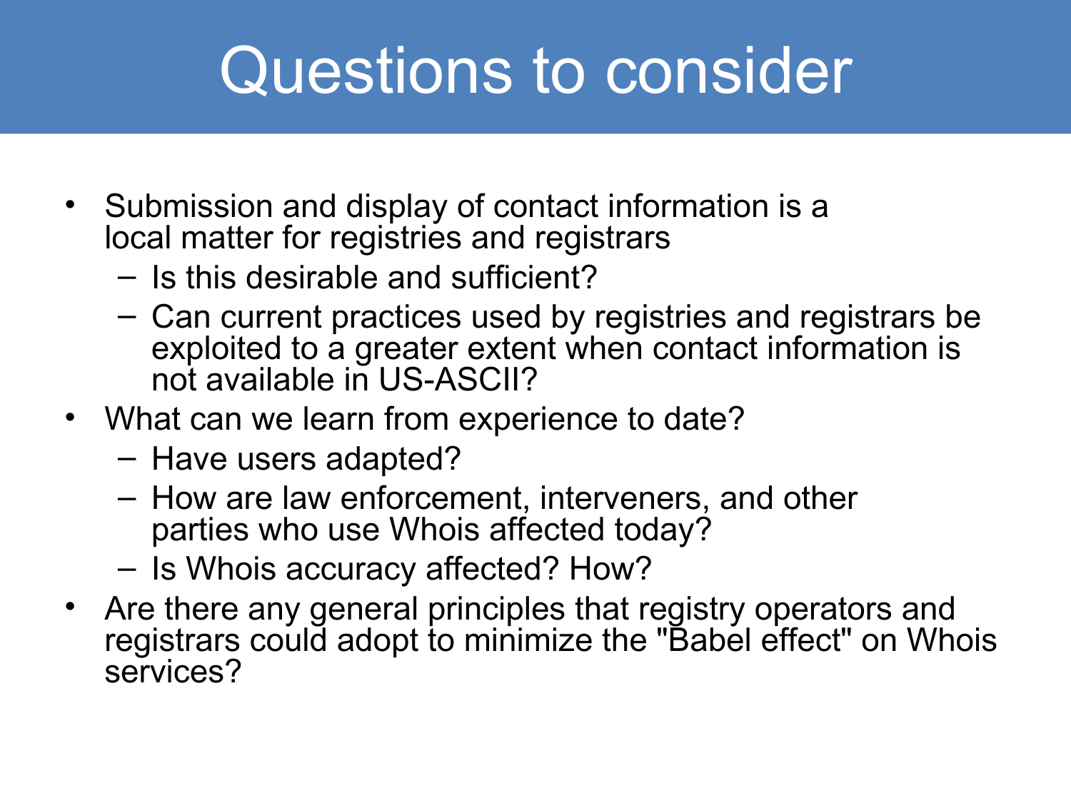# Questions to consider

- Submission and display of contact information is a local matter for registries and registrars
  - Is this desirable and sufficient?
  - Can current practices used by registries and registrars be exploited to a greater extent when contact information is not available in US-ASCII?
- What can we learn from experience to date?
  - Have users adapted?
  - How are law enforcement, interveners, and other parties who use Whois affected today?
  - Is Whois accuracy affected? How?
- Are there any general principles that registry operators and registrars could adopt to minimize the "Babel effect" on Whois services?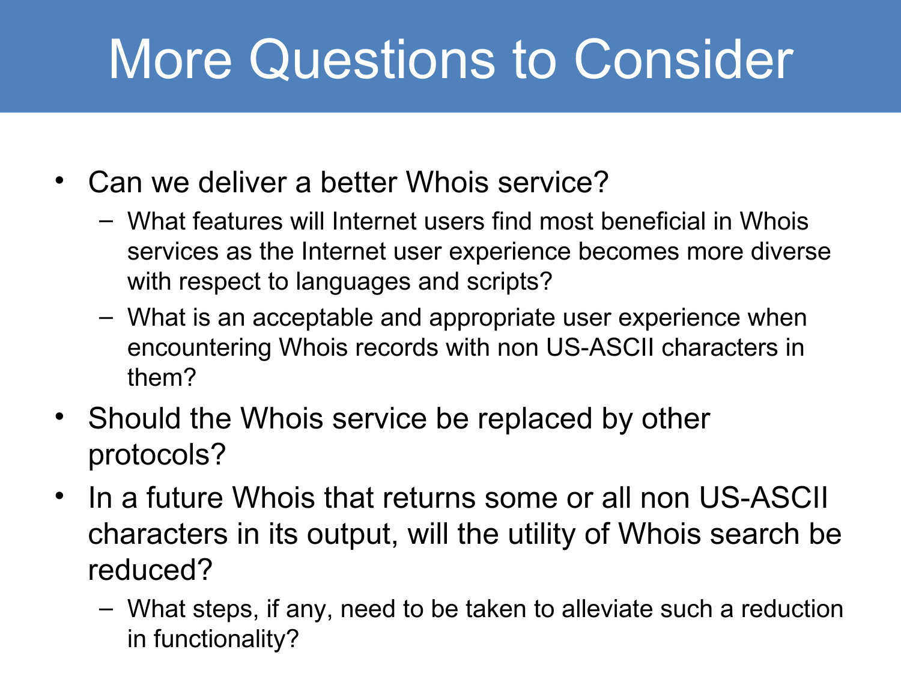# More Questions to Consider

- Can we deliver a better Whois service?
  - What features will Internet users find most beneficial in Whois services as the Internet user experience becomes more diverse with respect to languages and scripts?
  - What is an acceptable and appropriate user experience when encountering Whois records with non US-ASCII characters in them?
- Should the Whois service be replaced by other protocols?
- In a future Whois that returns some or all non US-ASCII characters in its output, will the utility of Whois search be reduced?
  - What steps, if any, need to be taken to alleviate such a reduction in functionality?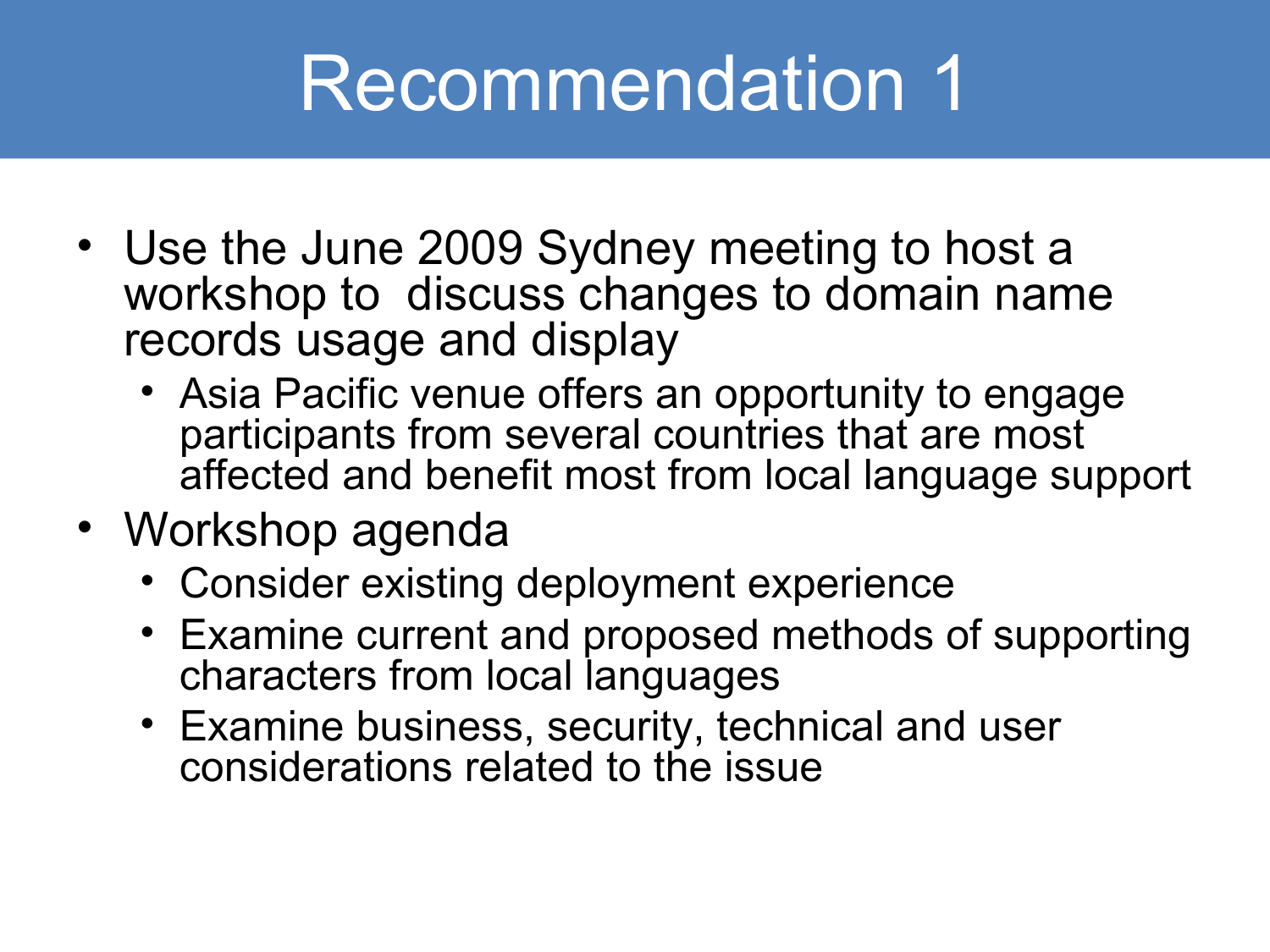# Recommendation 1

- Use the June 2009 Sydney meeting to host a workshop to discuss changes to domain name records usage and display
  - Asia Pacific venue offers an opportunity to engage participants from several countries that are most affected and benefit most from local language support
- Workshop agenda
  - Consider existing deployment experience
  - Examine current and proposed methods of supporting characters from local languages
  - Examine business, security, technical and user considerations related to the issue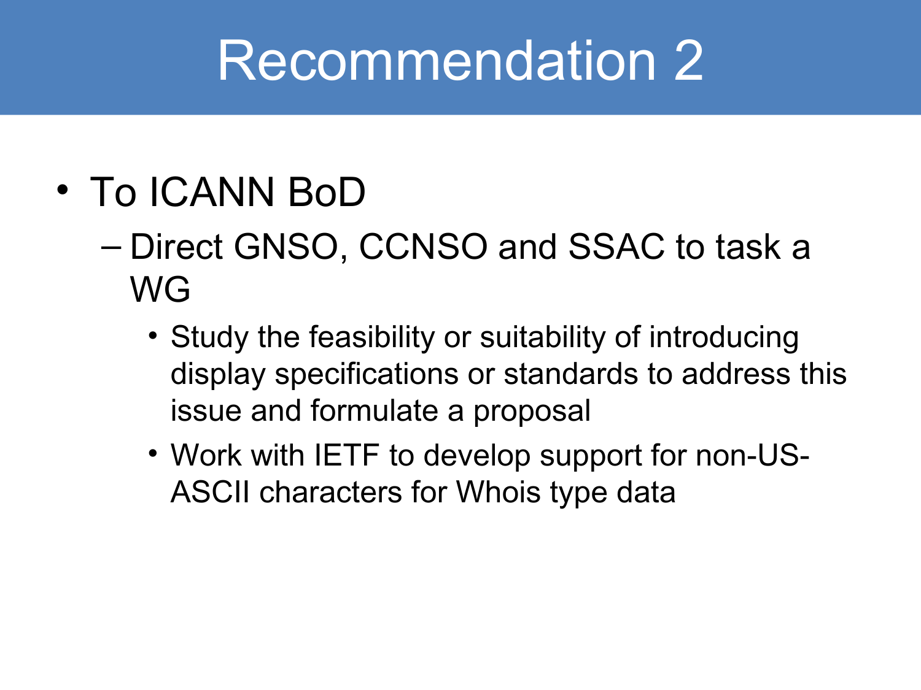# Recommendation 2

- To ICANN BoD
  - Direct GNSO, CCNSO and SSAC to task a WG
    - Study the feasibility or suitability of introducing display specifications or standards to address this issue and formulate a proposal
    - Work with IETF to develop support for non-US-ASCII characters for Whois type data